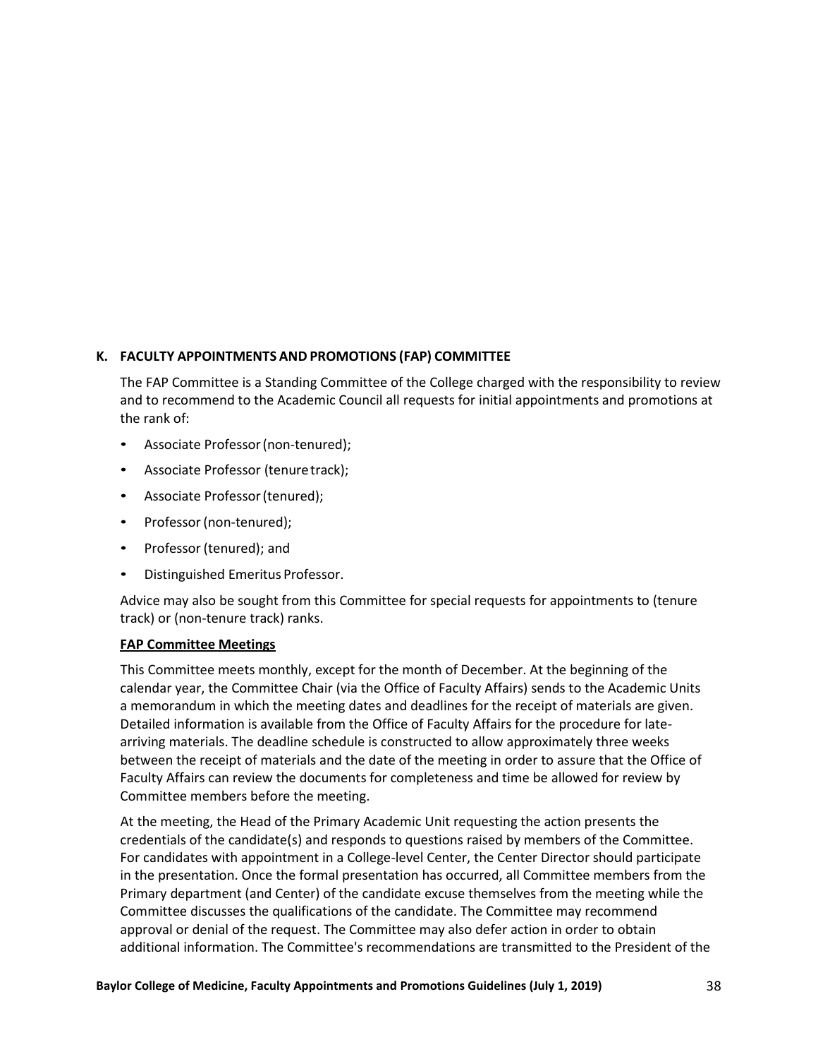## K. FACULTY APPOINTMENTS AND PROMOTIONS (FAP) COMMITTEE

The FAP Committee is a Standing Committee of the College charged with the responsibility to review and to recommend to the Academic Council all requests for initial appointments and promotions at the rank of:

- Associate Professor (non-tenured);
- Associate Professor (tenure track);
- Associate Professor (tenured);
- Professor (non-tenured);
- Professor (tenured); and
- Distinguished Emeritus Professor.

Advice may also be sought from this Committee for special requests for appointments to (tenure track) or (non-tenure track) ranks.

**FAP Committee Meetings**

This Committee meets monthly, except for the month of December. At the beginning of the calendar year, the Committee Chair (via the Office of Faculty Affairs) sends to the Academic Units a memorandum in which the meeting dates and deadlines for the receipt of materials are given. Detailed information is available from the Office of Faculty Affairs for the procedure for late-arriving materials. The deadline schedule is constructed to allow approximately three weeks between the receipt of materials and the date of the meeting in order to assure that the Office of Faculty Affairs can review the documents for completeness and time be allowed for review by Committee members before the meeting.

At the meeting, the Head of the Primary Academic Unit requesting the action presents the credentials of the candidate(s) and responds to questions raised by members of the Committee. For candidates with appointment in a College-level Center, the Center Director should participate in the presentation. Once the formal presentation has occurred, all Committee members from the Primary department (and Center) of the candidate excuse themselves from the meeting while the Committee discusses the qualifications of the candidate. The Committee may recommend approval or denial of the request. The Committee may also defer action in order to obtain additional information. The Committee's recommendations are transmitted to the President of the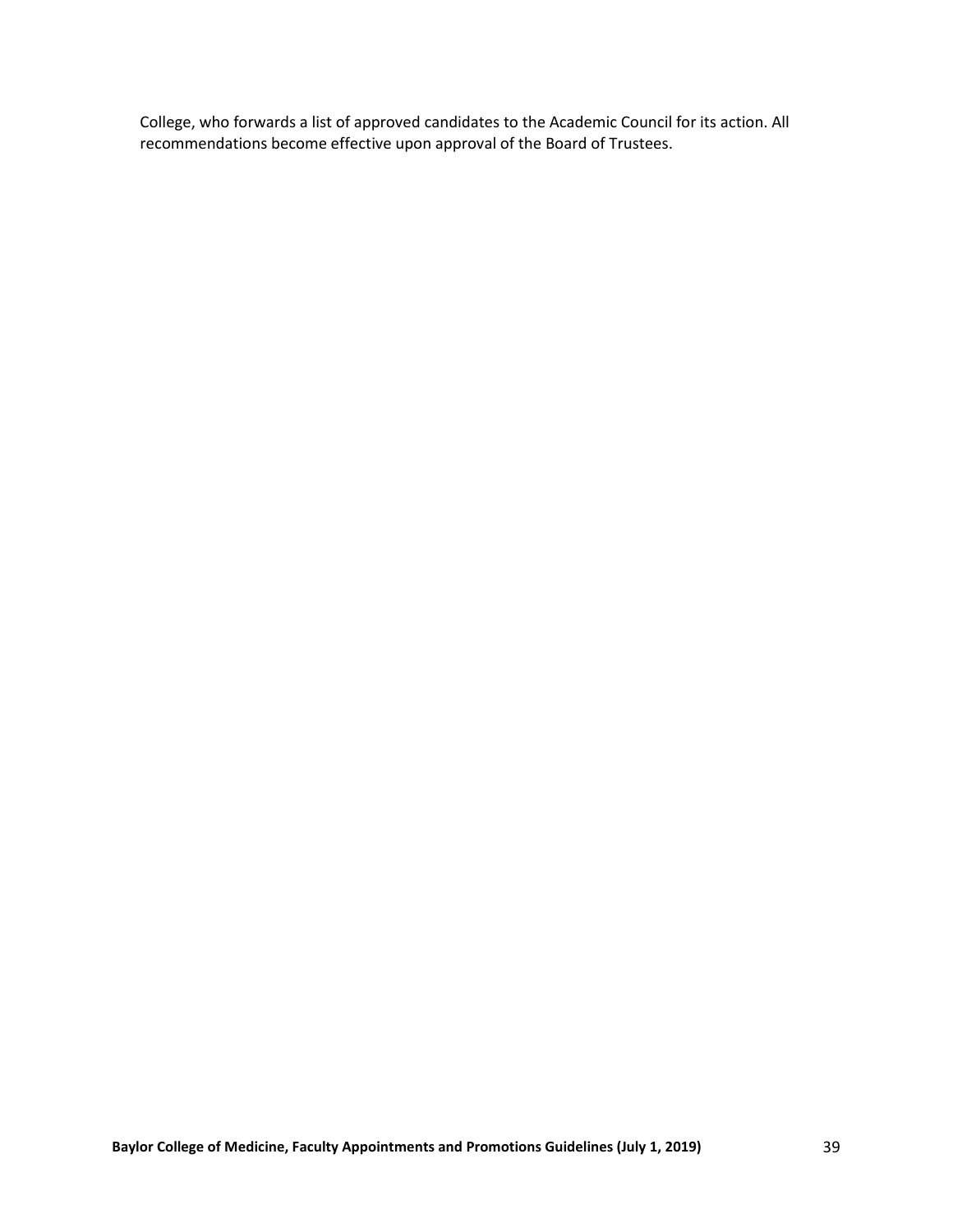College, who forwards a list of approved candidates to the Academic Council for its action. All recommendations become effective upon approval of the Board of Trustees.